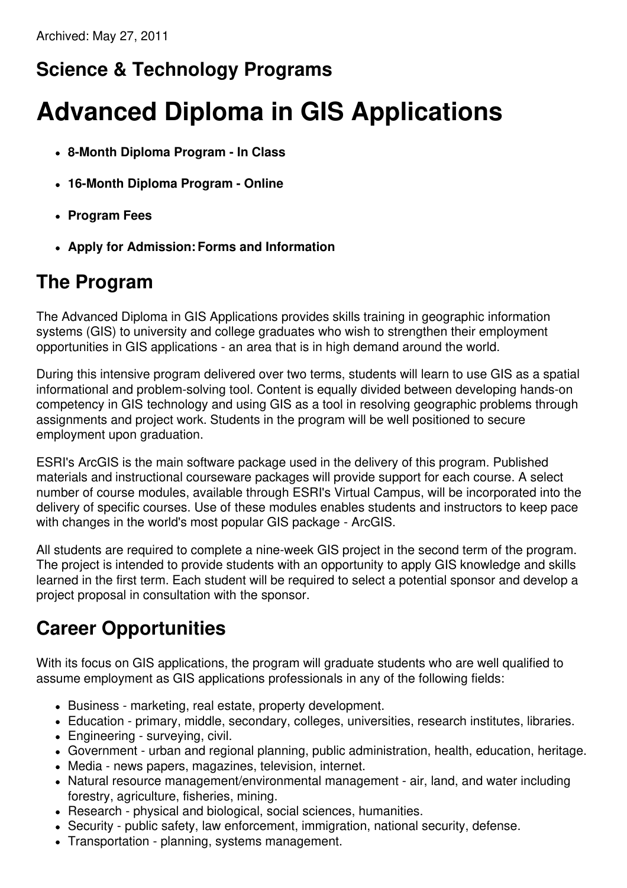Archived: May 27, 2011

## Science & Technology Programs

# Advanced Diploma in GIS Applications

- **8-Month Diploma Program - In Class**
- **16-Month Diploma Program - Online**
- **Program Fees**
- **Apply for Admission: Forms and Information**

## The Program

The Advanced Diploma in GIS Applications provides skills training in geographic information systems (GIS) to university and college graduates who wish to strengthen their employment opportunities in GIS applications - an area that is in high demand around the world.

During this intensive program delivered over two terms, students will learn to use GIS as a spatial informational and problem-solving tool. Content is equally divided between developing hands-on competency in GIS technology and using GIS as a tool in resolving geographic problems through assignments and project work. Students in the program will be well positioned to secure employment upon graduation.

ESRI's ArcGIS is the main software package used in the delivery of this program. Published materials and instructional courseware packages will provide support for each course. A select number of course modules, available through ESRI's Virtual Campus, will be incorporated into the delivery of specific courses. Use of these modules enables students and instructors to keep pace with changes in the world's most popular GIS package - ArcGIS.

All students are required to complete a nine-week GIS project in the second term of the program. The project is intended to provide students with an opportunity to apply GIS knowledge and skills learned in the first term. Each student will be required to select a potential sponsor and develop a project proposal in consultation with the sponsor.

## Career Opportunities

With its focus on GIS applications, the program will graduate students who are well qualified to assume employment as GIS applications professionals in any of the following fields:

- Business - marketing, real estate, property development.
- Education - primary, middle, secondary, colleges, universities, research institutes, libraries.
- Engineering - surveying, civil.
- Government - urban and regional planning, public administration, health, education, heritage.
- Media - news papers, magazines, television, internet.
- Natural resource management/environmental management - air, land, and water including forestry, agriculture, fisheries, mining.
- Research - physical and biological, social sciences, humanities.
- Security - public safety, law enforcement, immigration, national security, defense.
- Transportation - planning, systems management.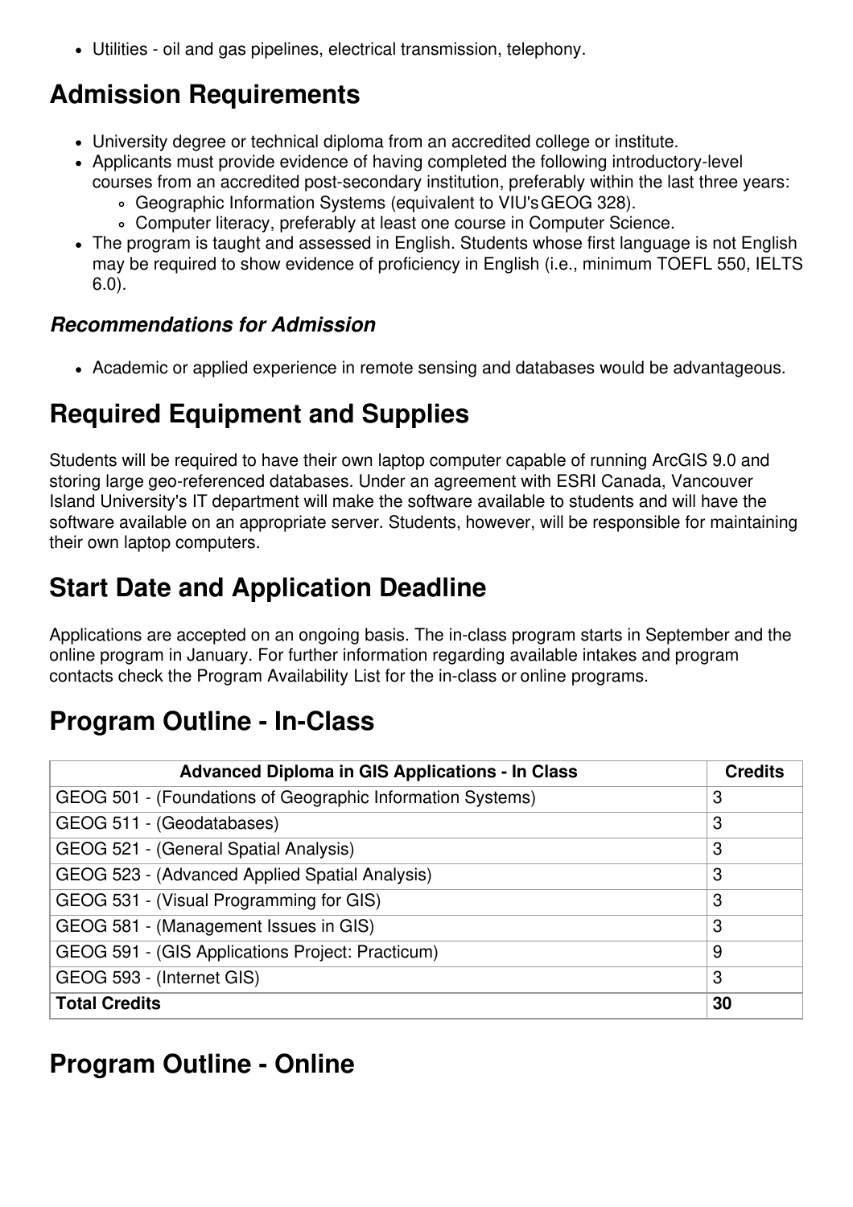- Utilities - oil and gas pipelines, electrical transmission, telephony.

## Admission Requirements

- University degree or technical diploma from an accredited college or institute.
- Applicants must provide evidence of having completed the following introductory-level courses from an accredited post-secondary institution, preferably within the last three years:
  - Geographic Information Systems (equivalent to VIU's GEOG 328).
  - Computer literacy, preferably at least one course in Computer Science.
- The program is taught and assessed in English. Students whose first language is not English may be required to show evidence of proficiency in English (i.e., minimum TOEFL 550, IELTS 6.0).

### *Recommendations for Admission*

- Academic or applied experience in remote sensing and databases would be advantageous.

## Required Equipment and Supplies

Students will be required to have their own laptop computer capable of running ArcGIS 9.0 and storing large geo-referenced databases. Under an agreement with ESRI Canada, Vancouver Island University's IT department will make the software available to students and will have the software available on an appropriate server. Students, however, will be responsible for maintaining their own laptop computers.

## Start Date and Application Deadline

Applications are accepted on an ongoing basis. The in-class program starts in September and the online program in January. For further information regarding available intakes and program contacts check the Program Availability List for the in-class or online programs.

## Program Outline - In-Class

| Advanced Diploma in GIS Applications - In Class | Credits |
|---|---|
| GEOG 501 - (Foundations of Geographic Information Systems) | 3 |
| GEOG 511 - (Geodatabases) | 3 |
| GEOG 521 - (General Spatial Analysis) | 3 |
| GEOG 523 - (Advanced Applied Spatial Analysis) | 3 |
| GEOG 531 - (Visual Programming for GIS) | 3 |
| GEOG 581 - (Management Issues in GIS) | 3 |
| GEOG 591 - (GIS Applications Project: Practicum) | 9 |
| GEOG 593 - (Internet GIS) | 3 |
| **Total Credits** | **30** |

## Program Outline - Online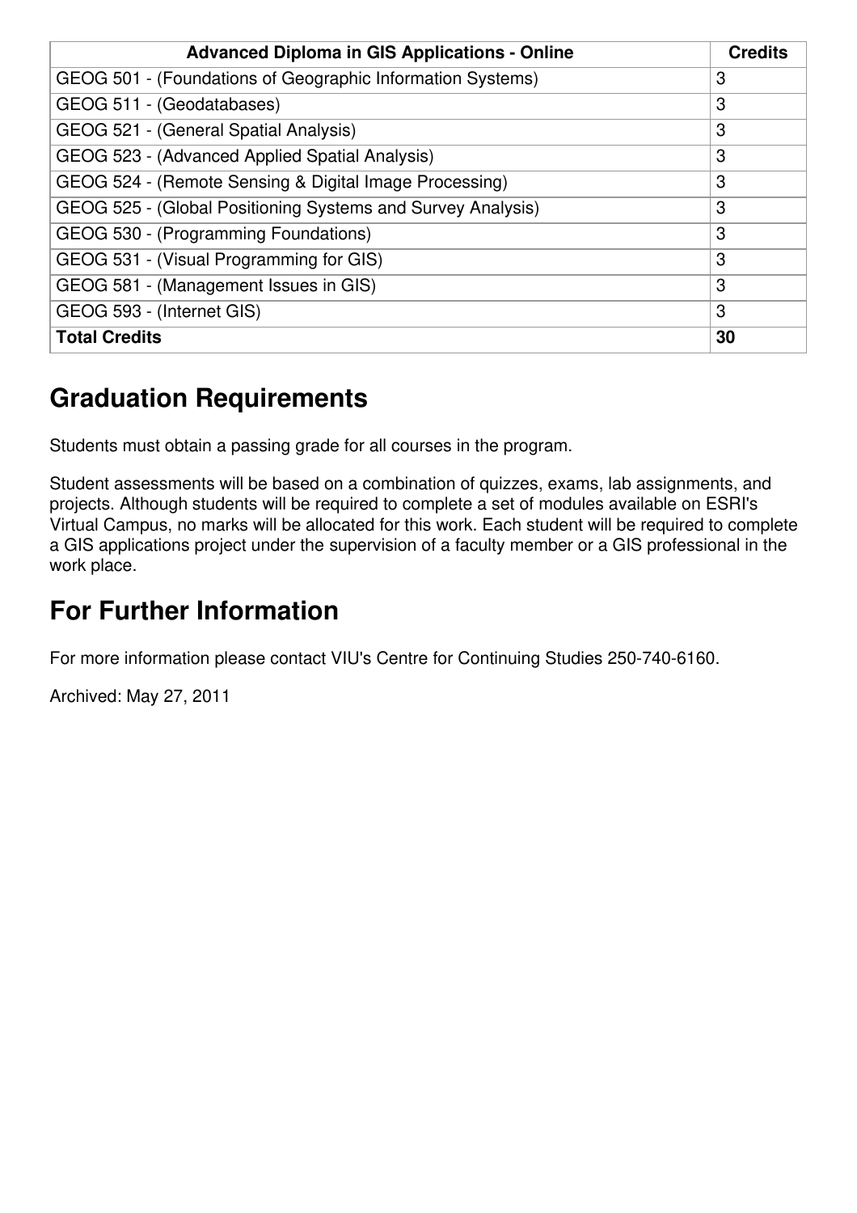| Advanced Diploma in GIS Applications - Online | Credits |
|---|---|
| GEOG 501 - (Foundations of Geographic Information Systems) | 3 |
| GEOG 511 - (Geodatabases) | 3 |
| GEOG 521 - (General Spatial Analysis) | 3 |
| GEOG 523 - (Advanced Applied Spatial Analysis) | 3 |
| GEOG 524 - (Remote Sensing & Digital Image Processing) | 3 |
| GEOG 525 - (Global Positioning Systems and Survey Analysis) | 3 |
| GEOG 530 - (Programming Foundations) | 3 |
| GEOG 531 - (Visual Programming for GIS) | 3 |
| GEOG 581 - (Management Issues in GIS) | 3 |
| GEOG 593 - (Internet GIS) | 3 |
| **Total Credits** | **30** |

## Graduation Requirements

Students must obtain a passing grade for all courses in the program.

Student assessments will be based on a combination of quizzes, exams, lab assignments, and projects. Although students will be required to complete a set of modules available on ESRI's Virtual Campus, no marks will be allocated for this work. Each student will be required to complete a GIS applications project under the supervision of a faculty member or a GIS professional in the work place.

## For Further Information

For more information please contact VIU's Centre for Continuing Studies 250-740-6160.

Archived: May 27, 2011